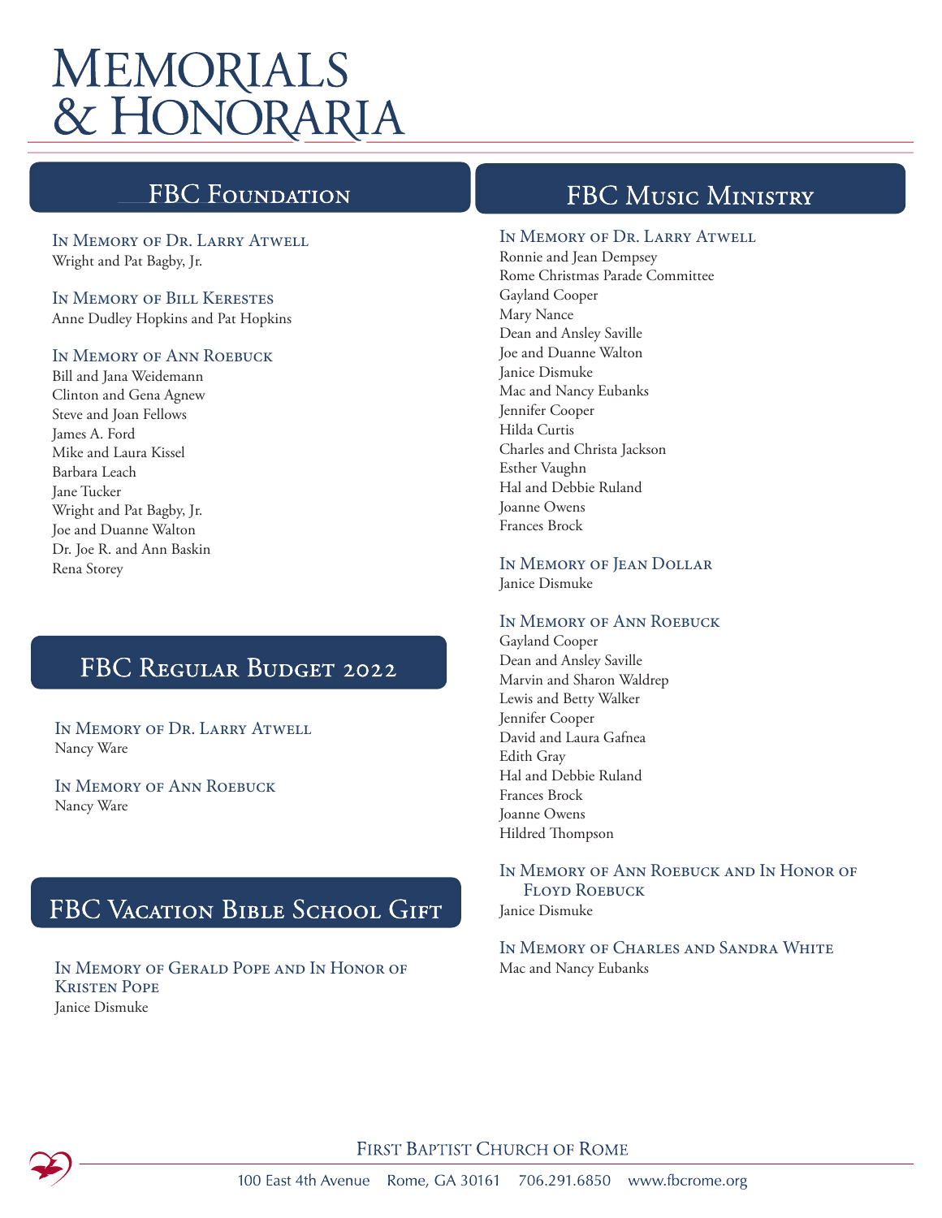# Memorials & Honoraria

## FBC Foundation

### In Memory of Dr. Larry Atwell

Wright and Pat Bagby, Jr.

### In Memory of Bill Kerestes

Anne Dudley Hopkins and Pat Hopkins

### In Memory of Ann Roebuck

Bill and Jana Weidemann
Clinton and Gena Agnew
Steve and Joan Fellows
James A. Ford
Mike and Laura Kissel
Barbara Leach
Jane Tucker
Wright and Pat Bagby, Jr.
Joe and Duanne Walton
Dr. Joe R. and Ann Baskin
Rena Storey

## FBC Regular Budget 2022

### In Memory of Dr. Larry Atwell

Nancy Ware

### In Memory of Ann Roebuck

Nancy Ware

## FBC Vacation Bible School Gift

### In Memory of Gerald Pope and In Honor of Kristen Pope

Janice Dismuke

## FBC Music Ministry

### In Memory of Dr. Larry Atwell

Ronnie and Jean Dempsey
Rome Christmas Parade Committee
Gayland Cooper
Mary Nance
Dean and Ansley Saville
Joe and Duanne Walton
Janice Dismuke
Mac and Nancy Eubanks
Jennifer Cooper
Hilda Curtis
Charles and Christa Jackson
Esther Vaughn
Hal and Debbie Ruland
Joanne Owens
Frances Brock

### In Memory of Jean Dollar

Janice Dismuke

### In Memory of Ann Roebuck

Gayland Cooper
Dean and Ansley Saville
Marvin and Sharon Waldrep
Lewis and Betty Walker
Jennifer Cooper
David and Laura Gafnea
Edith Gray
Hal and Debbie Ruland
Frances Brock
Joanne Owens
Hildred Thompson

### In Memory of Ann Roebuck and In Honor of Floyd Roebuck

Janice Dismuke

### In Memory of Charles and Sandra White

Mac and Nancy Eubanks

First Baptist Church of Rome
100 East 4th Avenue Rome, GA 30161 706.291.6850 www.fbcrome.org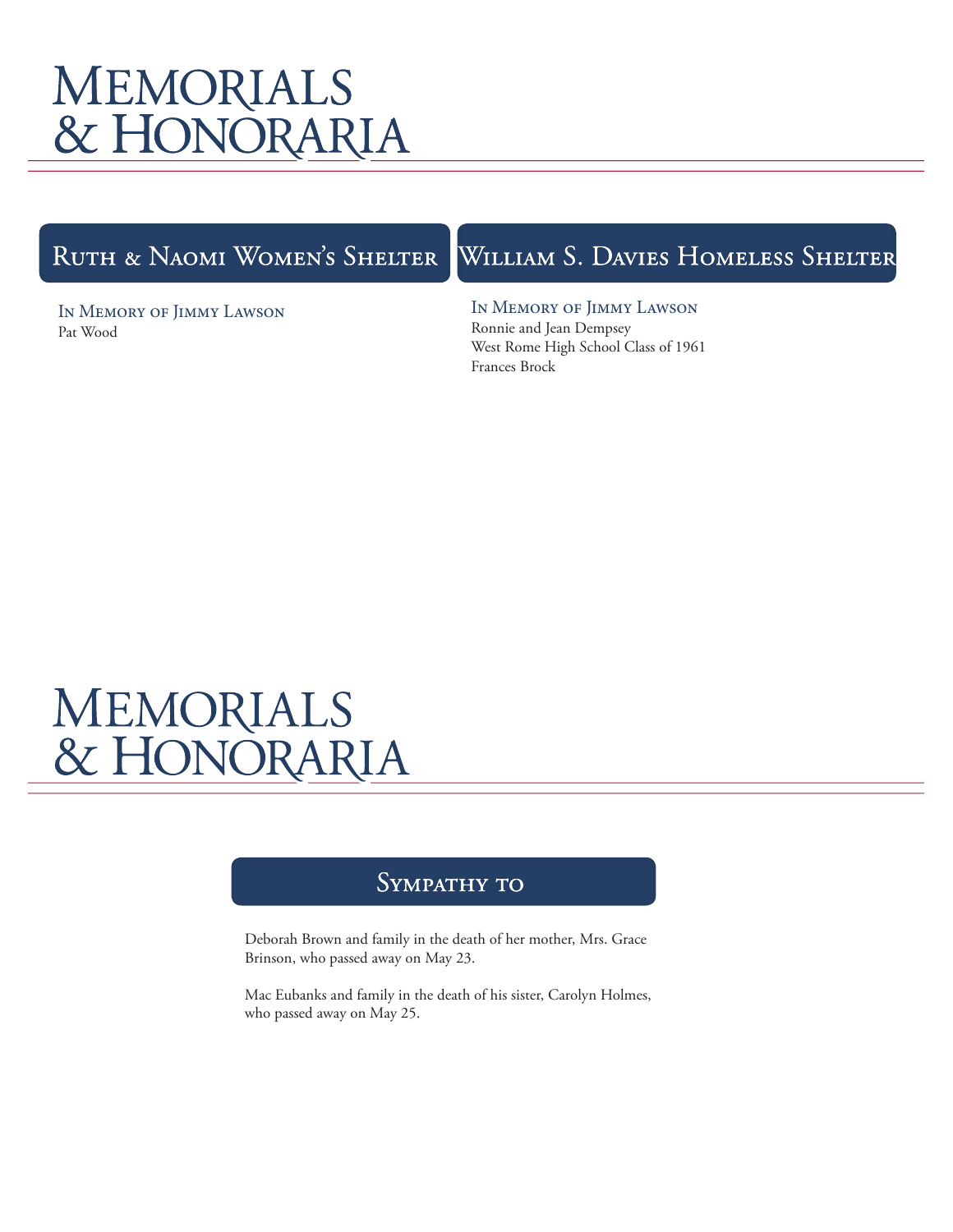# Memorials & Honoraria

## Ruth & Naomi Women's Shelter

### In Memory of Jimmy Lawson

Pat Wood

## William S. Davies Homeless Shelter

### In Memory of Jimmy Lawson

Ronnie and Jean Dempsey
West Rome High School Class of 1961
Frances Brock

# Memorials & Honoraria

## Sympathy to

Deborah Brown and family in the death of her mother, Mrs. Grace Brinson, who passed away on May 23.

Mac Eubanks and family in the death of his sister, Carolyn Holmes, who passed away on May 25.